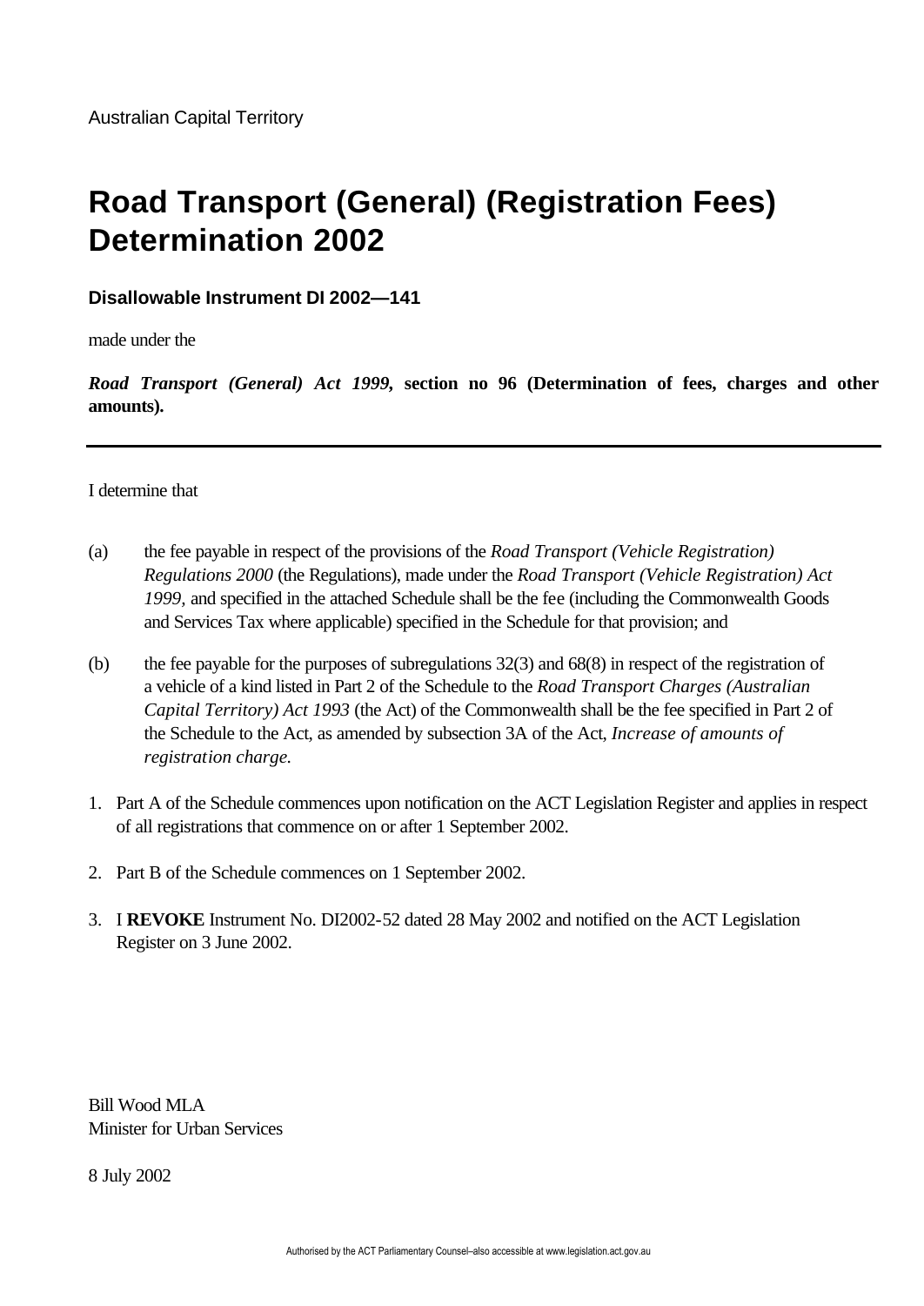Australian Capital Territory

# Road Transport (General) (Registration Fees) Determination 2002

**Disallowable Instrument DI 2002—141**

made under the

***Road Transport (General) Act 1999*, section no 96 (Determination of fees, charges and other amounts).**

---

I determine that

(a) the fee payable in respect of the provisions of the *Road Transport (Vehicle Registration) Regulations 2000* (the Regulations), made under the *Road Transport (Vehicle Registration) Act 1999,* and specified in the attached Schedule shall be the fee (including the Commonwealth Goods and Services Tax where applicable) specified in the Schedule for that provision; and

(b) the fee payable for the purposes of subregulations 32(3) and 68(8) in respect of the registration of a vehicle of a kind listed in Part 2 of the Schedule to the *Road Transport Charges (Australian Capital Territory) Act 1993* (the Act) of the Commonwealth shall be the fee specified in Part 2 of the Schedule to the Act, as amended by subsection 3A of the Act, *Increase of amounts of registration charge.*

1. Part A of the Schedule commences upon notification on the ACT Legislation Register and applies in respect of all registrations that commence on or after 1 September 2002.

2. Part B of the Schedule commences on 1 September 2002.

3. I **REVOKE** Instrument No. DI2002-52 dated 28 May 2002 and notified on the ACT Legislation Register on 3 June 2002.

Bill Wood MLA
Minister for Urban Services

8 July 2002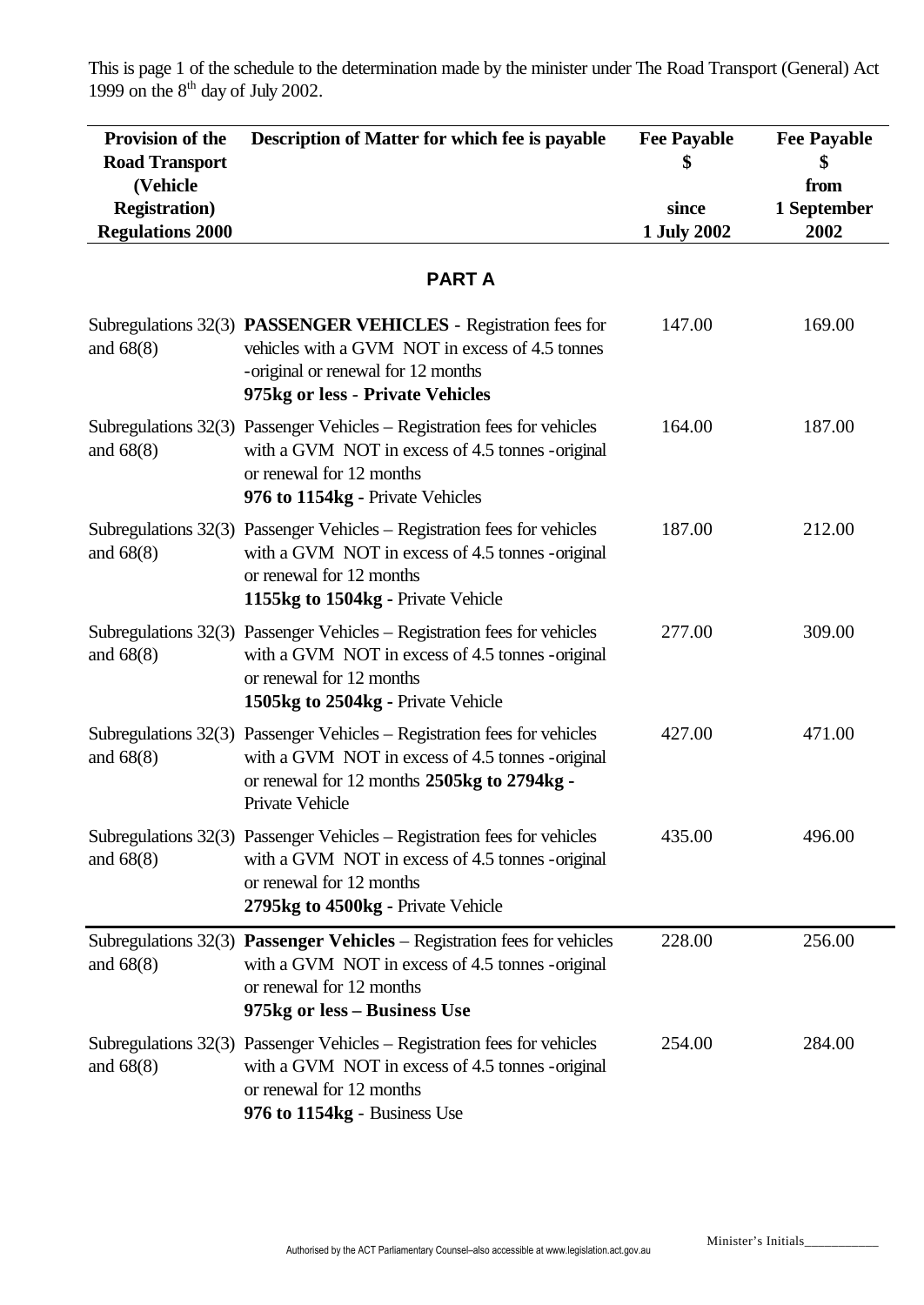This is page 1 of the schedule to the determination made by the minister under The Road Transport (General) Act 1999 on the 8th day of July 2002.

| Provision of the Road Transport (Vehicle Registration) Regulations 2000 | Description of Matter for which fee is payable | Fee Payable $ since 1 July 2002 | Fee Payable $ from 1 September 2002 |
|---|---|---|---|
| | **PART A** | | |
| Subregulations 32(3) and 68(8) | **PASSENGER VEHICLES** - Registration fees for vehicles with a GVM NOT in excess of 4.5 tonnes -original or renewal for 12 months **975kg or less** - **Private Vehicles** | 147.00 | 169.00 |
| Subregulations 32(3) and 68(8) | Passenger Vehicles – Registration fees for vehicles with a GVM NOT in excess of 4.5 tonnes -original or renewal for 12 months **976 to 1154kg** - Private Vehicles | 164.00 | 187.00 |
| Subregulations 32(3) and 68(8) | Passenger Vehicles – Registration fees for vehicles with a GVM NOT in excess of 4.5 tonnes -original or renewal for 12 months **1155kg to 1504kg** - Private Vehicle | 187.00 | 212.00 |
| Subregulations 32(3) and 68(8) | Passenger Vehicles – Registration fees for vehicles with a GVM NOT in excess of 4.5 tonnes -original or renewal for 12 months **1505kg to 2504kg** - Private Vehicle | 277.00 | 309.00 |
| Subregulations 32(3) and 68(8) | Passenger Vehicles – Registration fees for vehicles with a GVM NOT in excess of 4.5 tonnes -original or renewal for 12 months **2505kg to 2794kg** - Private Vehicle | 427.00 | 471.00 |
| Subregulations 32(3) and 68(8) | Passenger Vehicles – Registration fees for vehicles with a GVM NOT in excess of 4.5 tonnes -original or renewal for 12 months **2795kg to 4500kg** - Private Vehicle | 435.00 | 496.00 |
| Subregulations 32(3) and 68(8) | **Passenger Vehicles** – Registration fees for vehicles with a GVM NOT in excess of 4.5 tonnes -original or renewal for 12 months **975kg or less – Business Use** | 228.00 | 256.00 |
| Subregulations 32(3) and 68(8) | Passenger Vehicles – Registration fees for vehicles with a GVM NOT in excess of 4.5 tonnes -original or renewal for 12 months **976 to 1154kg** - Business Use | 254.00 | 284.00 |

Authorised by the ACT Parliamentary Counsel–also accessible at www.legislation.act.gov.au

Minister's Initials___________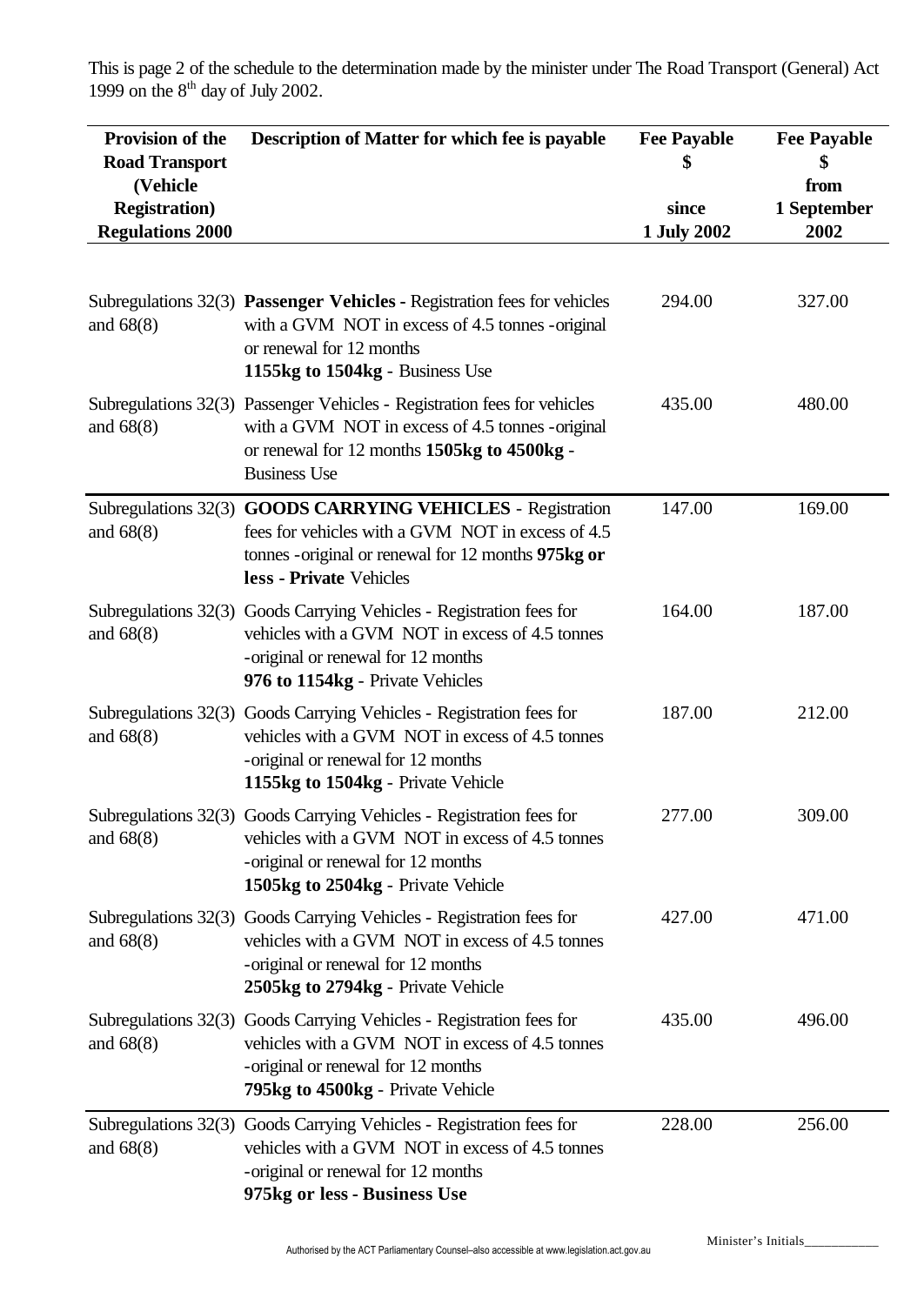This is page 2 of the schedule to the determination made by the minister under The Road Transport (General) Act 1999 on the 8th day of July 2002.

| Provision of the Road Transport (Vehicle Registration) Regulations 2000 | Description of Matter for which fee is payable | Fee Payable $ since 1 July 2002 | Fee Payable $ from 1 September 2002 |
|---|---|---|---|
| Subregulations 32(3) and 68(8) | **Passenger Vehicles** - Registration fees for vehicles with a GVM NOT in excess of 4.5 tonnes -original or renewal for 12 months **1155kg to 1504kg** - Business Use | 294.00 | 327.00 |
| Subregulations 32(3) and 68(8) | Passenger Vehicles - Registration fees for vehicles with a GVM NOT in excess of 4.5 tonnes -original or renewal for 12 months **1505kg to 4500kg** - Business Use | 435.00 | 480.00 |
| Subregulations 32(3) and 68(8) | **GOODS CARRYING VEHICLES** - Registration fees for vehicles with a GVM NOT in excess of 4.5 tonnes -original or renewal for 12 months **975kg or less - Private** Vehicles | 147.00 | 169.00 |
| Subregulations 32(3) and 68(8) | Goods Carrying Vehicles - Registration fees for vehicles with a GVM NOT in excess of 4.5 tonnes -original or renewal for 12 months **976 to 1154kg** - Private Vehicles | 164.00 | 187.00 |
| Subregulations 32(3) and 68(8) | Goods Carrying Vehicles - Registration fees for vehicles with a GVM NOT in excess of 4.5 tonnes -original or renewal for 12 months **1155kg to 1504kg** - Private Vehicle | 187.00 | 212.00 |
| Subregulations 32(3) and 68(8) | Goods Carrying Vehicles - Registration fees for vehicles with a GVM NOT in excess of 4.5 tonnes -original or renewal for 12 months **1505kg to 2504kg** - Private Vehicle | 277.00 | 309.00 |
| Subregulations 32(3) and 68(8) | Goods Carrying Vehicles - Registration fees for vehicles with a GVM NOT in excess of 4.5 tonnes -original or renewal for 12 months **2505kg to 2794kg** - Private Vehicle | 427.00 | 471.00 |
| Subregulations 32(3) and 68(8) | Goods Carrying Vehicles - Registration fees for vehicles with a GVM NOT in excess of 4.5 tonnes -original or renewal for 12 months **795kg to 4500kg** - Private Vehicle | 435.00 | 496.00 |
| Subregulations 32(3) and 68(8) | Goods Carrying Vehicles - Registration fees for vehicles with a GVM NOT in excess of 4.5 tonnes -original or renewal for 12 months **975kg or less - Business Use** | 228.00 | 256.00 |

Minister's Initials\_\_\_\_\_\_\_\_\_\_\_

Authorised by the ACT Parliamentary Counsel–also accessible at www.legislation.act.gov.au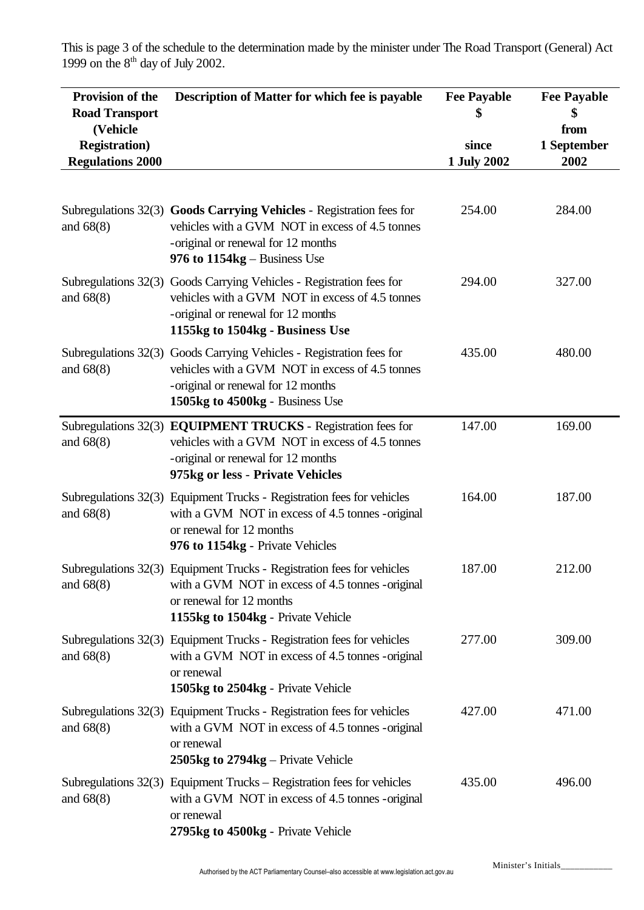This is page 3 of the schedule to the determination made by the minister under The Road Transport (General) Act 1999 on the 8th day of July 2002.

| Provision of the Road Transport (Vehicle Registration) Regulations 2000 | Description of Matter for which fee is payable | Fee Payable $ since 1 July 2002 | Fee Payable $ from 1 September 2002 |
|---|---|---|---|
| Subregulations 32(3) and 68(8) | **Goods Carrying Vehicles** - Registration fees for vehicles with a GVM NOT in excess of 4.5 tonnes -original or renewal for 12 months **976 to 1154kg** – Business Use | 254.00 | 284.00 |
| Subregulations 32(3) and 68(8) | Goods Carrying Vehicles - Registration fees for vehicles with a GVM NOT in excess of 4.5 tonnes -original or renewal for 12 months **1155kg to 1504kg - Business Use** | 294.00 | 327.00 |
| Subregulations 32(3) and 68(8) | Goods Carrying Vehicles - Registration fees for vehicles with a GVM NOT in excess of 4.5 tonnes -original or renewal for 12 months **1505kg to 4500kg** - Business Use | 435.00 | 480.00 |
| Subregulations 32(3) and 68(8) | **EQUIPMENT TRUCKS** - Registration fees for vehicles with a GVM NOT in excess of 4.5 tonnes -original or renewal for 12 months **975kg or less** - **Private Vehicles** | 147.00 | 169.00 |
| Subregulations 32(3) and 68(8) | Equipment Trucks - Registration fees for vehicles with a GVM NOT in excess of 4.5 tonnes -original or renewal for 12 months **976 to 1154kg** - Private Vehicles | 164.00 | 187.00 |
| Subregulations 32(3) and 68(8) | Equipment Trucks - Registration fees for vehicles with a GVM NOT in excess of 4.5 tonnes -original or renewal for 12 months **1155kg to 1504kg** - Private Vehicle | 187.00 | 212.00 |
| Subregulations 32(3) and 68(8) | Equipment Trucks - Registration fees for vehicles with a GVM NOT in excess of 4.5 tonnes -original or renewal **1505kg to 2504kg** - Private Vehicle | 277.00 | 309.00 |
| Subregulations 32(3) and 68(8) | Equipment Trucks - Registration fees for vehicles with a GVM NOT in excess of 4.5 tonnes -original or renewal **2505kg to 2794kg** – Private Vehicle | 427.00 | 471.00 |
| Subregulations 32(3) and 68(8) | Equipment Trucks – Registration fees for vehicles with a GVM NOT in excess of 4.5 tonnes -original or renewal **2795kg to 4500kg** - Private Vehicle | 435.00 | 496.00 |

Minister's Initials___________

Authorised by the ACT Parliamentary Counsel–also accessible at www.legislation.act.gov.au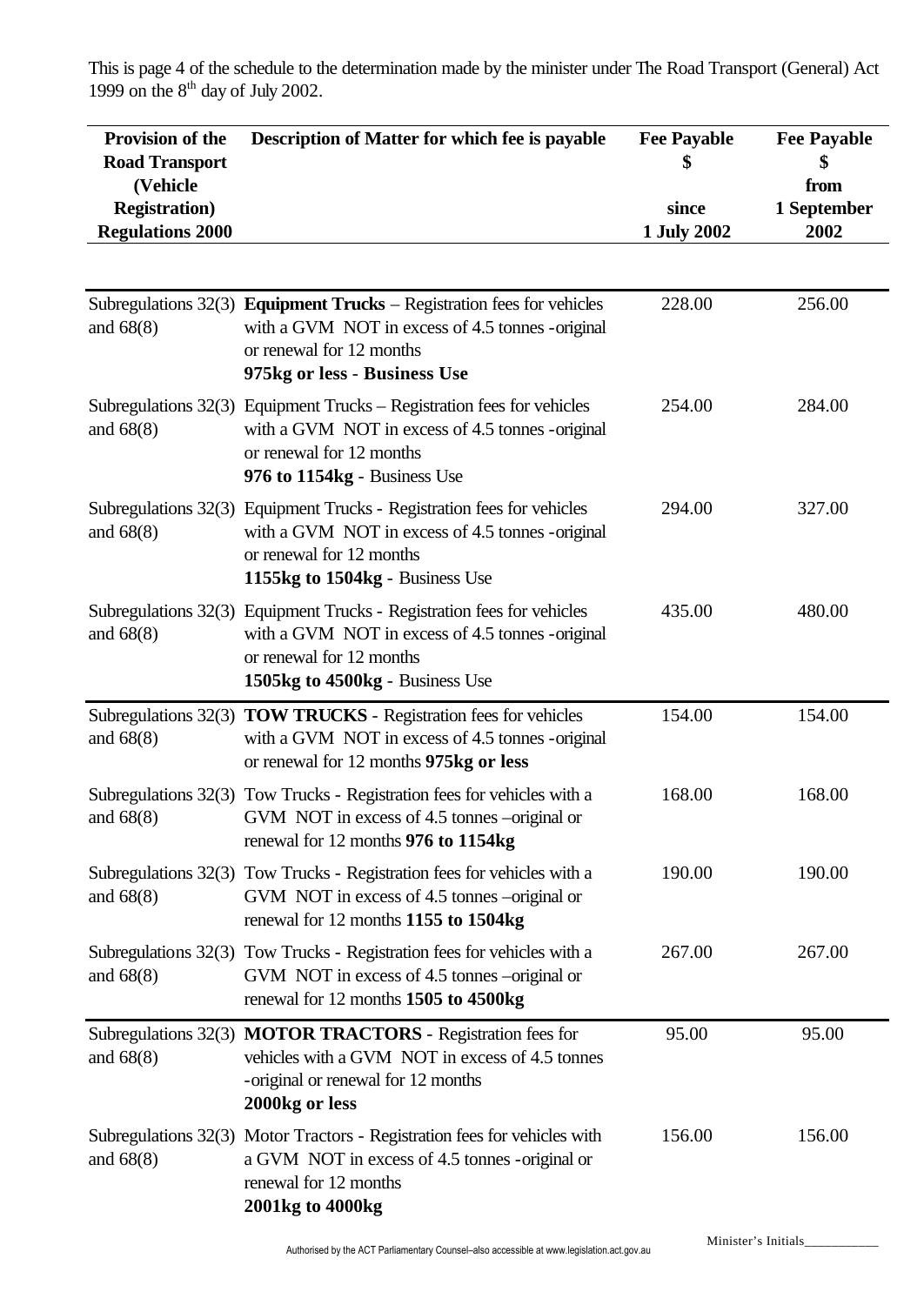This is page 4 of the schedule to the determination made by the minister under The Road Transport (General) Act 1999 on the 8th day of July 2002.

| Provision of the Road Transport (Vehicle Registration) Regulations 2000 | Description of Matter for which fee is payable | Fee Payable $ since 1 July 2002 | Fee Payable $ from 1 September 2002 |
|---|---|---|---|
| Subregulations 32(3) and 68(8) | **Equipment Trucks** – Registration fees for vehicles with a GVM NOT in excess of 4.5 tonnes -original or renewal for 12 months **975kg or less** - **Business Use** | 228.00 | 256.00 |
| Subregulations 32(3) and 68(8) | Equipment Trucks – Registration fees for vehicles with a GVM NOT in excess of 4.5 tonnes -original or renewal for 12 months **976 to 1154kg** - Business Use | 254.00 | 284.00 |
| Subregulations 32(3) and 68(8) | Equipment Trucks - Registration fees for vehicles with a GVM NOT in excess of 4.5 tonnes -original or renewal for 12 months **1155kg to 1504kg** - Business Use | 294.00 | 327.00 |
| Subregulations 32(3) and 68(8) | Equipment Trucks - Registration fees for vehicles with a GVM NOT in excess of 4.5 tonnes -original or renewal for 12 months **1505kg to 4500kg** - Business Use | 435.00 | 480.00 |
| Subregulations 32(3) and 68(8) | **TOW TRUCKS** - Registration fees for vehicles with a GVM NOT in excess of 4.5 tonnes -original or renewal for 12 months **975kg or less** | 154.00 | 154.00 |
| Subregulations 32(3) and 68(8) | Tow Trucks - Registration fees for vehicles with a GVM NOT in excess of 4.5 tonnes –original or renewal for 12 months **976 to 1154kg** | 168.00 | 168.00 |
| Subregulations 32(3) and 68(8) | Tow Trucks - Registration fees for vehicles with a GVM NOT in excess of 4.5 tonnes –original or renewal for 12 months **1155 to 1504kg** | 190.00 | 190.00 |
| Subregulations 32(3) and 68(8) | Tow Trucks - Registration fees for vehicles with a GVM NOT in excess of 4.5 tonnes –original or renewal for 12 months **1505 to 4500kg** | 267.00 | 267.00 |
| Subregulations 32(3) and 68(8) | **MOTOR TRACTORS** - Registration fees for vehicles with a GVM NOT in excess of 4.5 tonnes -original or renewal for 12 months **2000kg or less** | 95.00 | 95.00 |
| Subregulations 32(3) and 68(8) | Motor Tractors - Registration fees for vehicles with a GVM NOT in excess of 4.5 tonnes -original or renewal for 12 months **2001kg to 4000kg** | 156.00 | 156.00 |

Minister's Initials\_\_\_\_\_\_\_\_\_\_\_

Authorised by the ACT Parliamentary Counsel–also accessible at www.legislation.act.gov.au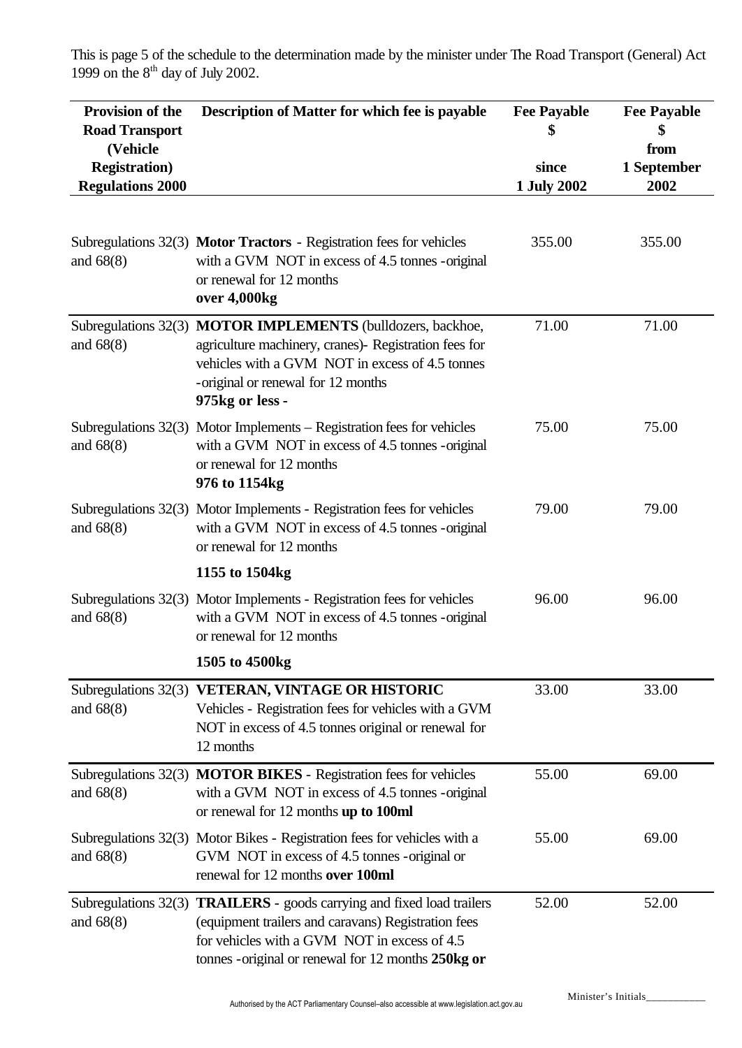This is page 5 of the schedule to the determination made by the minister under The Road Transport (General) Act 1999 on the 8th day of July 2002.

| Provision of the Road Transport (Vehicle Registration) Regulations 2000 | Description of Matter for which fee is payable | Fee Payable $ since 1 July 2002 | Fee Payable $ from 1 September 2002 |
|---|---|---|---|
| Subregulations 32(3) and 68(8) | **Motor Tractors** - Registration fees for vehicles with a GVM NOT in excess of 4.5 tonnes -original or renewal for 12 months **over 4,000kg** | 355.00 | 355.00 |
| Subregulations 32(3) and 68(8) | **MOTOR IMPLEMENTS** (bulldozers, backhoe, agriculture machinery, cranes)- Registration fees for vehicles with a GVM NOT in excess of 4.5 tonnes -original or renewal for 12 months **975kg or less -** | 71.00 | 71.00 |
| Subregulations 32(3) and 68(8) | Motor Implements – Registration fees for vehicles with a GVM NOT in excess of 4.5 tonnes -original or renewal for 12 months **976 to 1154kg** | 75.00 | 75.00 |
| Subregulations 32(3) and 68(8) | Motor Implements - Registration fees for vehicles with a GVM NOT in excess of 4.5 tonnes -original or renewal for 12 months **1155 to 1504kg** | 79.00 | 79.00 |
| Subregulations 32(3) and 68(8) | Motor Implements - Registration fees for vehicles with a GVM NOT in excess of 4.5 tonnes -original or renewal for 12 months **1505 to 4500kg** | 96.00 | 96.00 |
| Subregulations 32(3) and 68(8) | **VETERAN, VINTAGE OR HISTORIC** Vehicles - Registration fees for vehicles with a GVM NOT in excess of 4.5 tonnes original or renewal for 12 months | 33.00 | 33.00 |
| Subregulations 32(3) and 68(8) | **MOTOR BIKES** - Registration fees for vehicles with a GVM NOT in excess of 4.5 tonnes -original or renewal for 12 months **up to 100ml** | 55.00 | 69.00 |
| Subregulations 32(3) and 68(8) | Motor Bikes - Registration fees for vehicles with a GVM NOT in excess of 4.5 tonnes -original or renewal for 12 months **over 100ml** | 55.00 | 69.00 |
| Subregulations 32(3) and 68(8) | **TRAILERS** - goods carrying and fixed load trailers (equipment trailers and caravans) Registration fees for vehicles with a GVM NOT in excess of 4.5 tonnes -original or renewal for 12 months **250kg or** | 52.00 | 52.00 |

Minister's Initials___________

Authorised by the ACT Parliamentary Counsel–also accessible at www.legislation.act.gov.au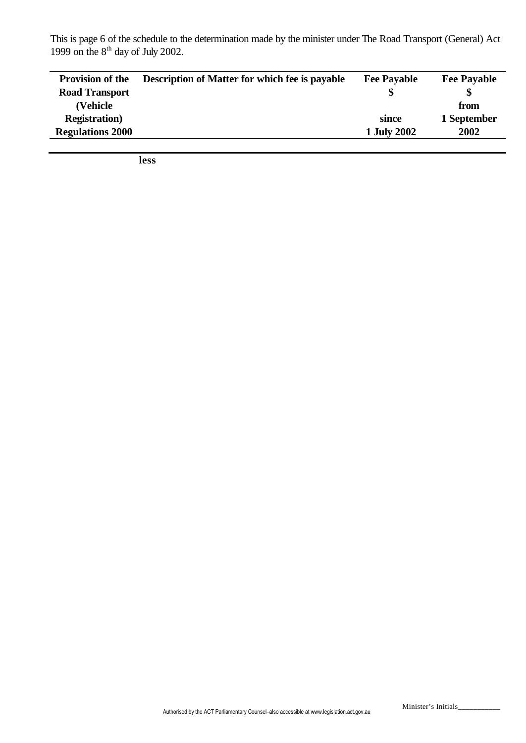This is page 6 of the schedule to the determination made by the minister under The Road Transport (General) Act 1999 on the 8th day of July 2002.

| Provision of the Road Transport (Vehicle Registration) Regulations 2000 | Description of Matter for which fee is payable | Fee Payable $ since 1 July 2002 | Fee Payable $ from 1 September 2002 |
|---|---|---|---|
| | **less** | | |

Minister's Initials___________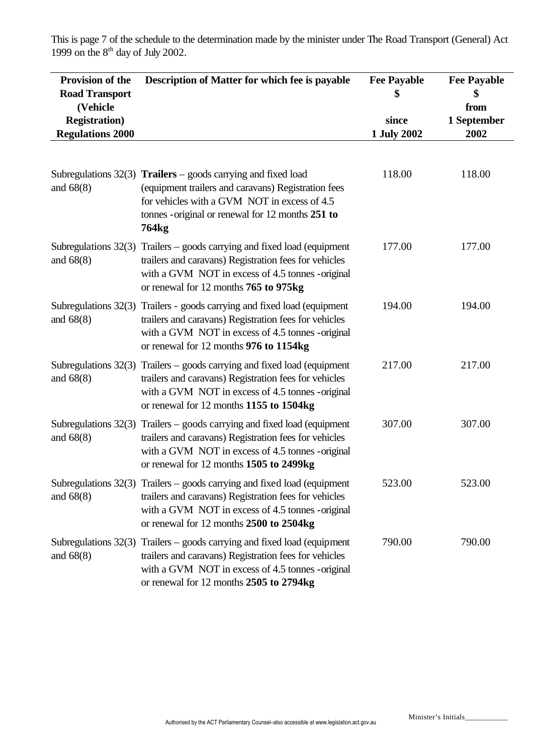This is page 7 of the schedule to the determination made by the minister under The Road Transport (General) Act 1999 on the 8th day of July 2002.

| Provision of the Road Transport (Vehicle Registration) Regulations 2000 | Description of Matter for which fee is payable | Fee Payable $ since 1 July 2002 | Fee Payable $ from 1 September 2002 |
|---|---|---|---|
| Subregulations 32(3) and 68(8) | **Trailers** – goods carrying and fixed load (equipment trailers and caravans) Registration fees for vehicles with a GVM NOT in excess of 4.5 tonnes -original or renewal for 12 months **251 to 764kg** | 118.00 | 118.00 |
| Subregulations 32(3) and 68(8) | Trailers – goods carrying and fixed load (equipment trailers and caravans) Registration fees for vehicles with a GVM NOT in excess of 4.5 tonnes -original or renewal for 12 months **765 to 975kg** | 177.00 | 177.00 |
| Subregulations 32(3) and 68(8) | Trailers - goods carrying and fixed load (equipment trailers and caravans) Registration fees for vehicles with a GVM NOT in excess of 4.5 tonnes -original or renewal for 12 months **976 to 1154kg** | 194.00 | 194.00 |
| Subregulations 32(3) and 68(8) | Trailers – goods carrying and fixed load (equipment trailers and caravans) Registration fees for vehicles with a GVM NOT in excess of 4.5 tonnes -original or renewal for 12 months **1155 to 1504kg** | 217.00 | 217.00 |
| Subregulations 32(3) and 68(8) | Trailers – goods carrying and fixed load (equipment trailers and caravans) Registration fees for vehicles with a GVM NOT in excess of 4.5 tonnes -original or renewal for 12 months **1505 to 2499kg** | 307.00 | 307.00 |
| Subregulations 32(3) and 68(8) | Trailers – goods carrying and fixed load (equipment trailers and caravans) Registration fees for vehicles with a GVM NOT in excess of 4.5 tonnes -original or renewal for 12 months **2500 to 2504kg** | 523.00 | 523.00 |
| Subregulations 32(3) and 68(8) | Trailers – goods carrying and fixed load (equipment trailers and caravans) Registration fees for vehicles with a GVM NOT in excess of 4.5 tonnes -original or renewal for 12 months **2505 to 2794kg** | 790.00 | 790.00 |

Minister's Initials___________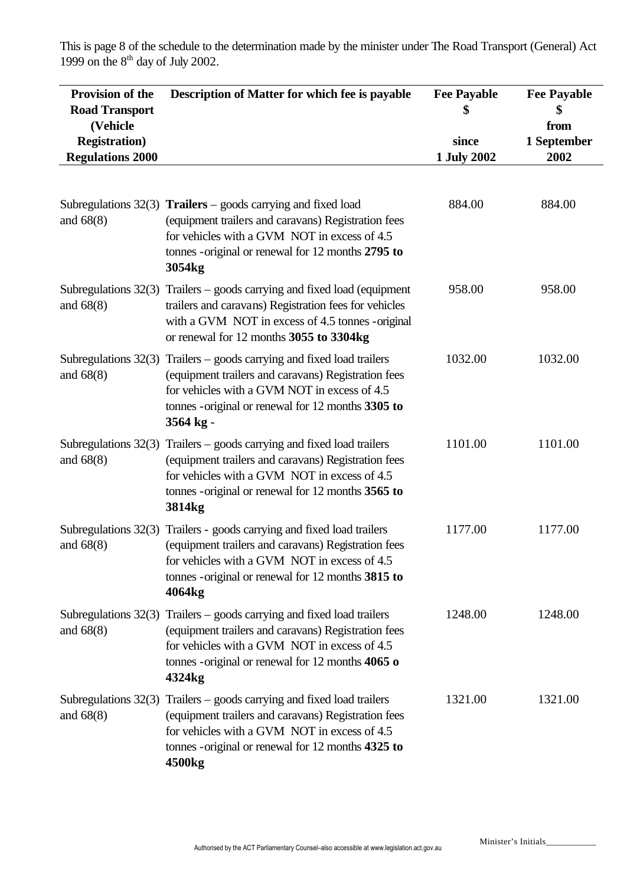This is page 8 of the schedule to the determination made by the minister under The Road Transport (General) Act 1999 on the 8th day of July 2002.

| Provision of the Road Transport (Vehicle Registration) Regulations 2000 | Description of Matter for which fee is payable | Fee Payable $ since 1 July 2002 | Fee Payable $ from 1 September 2002 |
|---|---|---|---|
| Subregulations 32(3) and 68(8) | **Trailers** – goods carrying and fixed load (equipment trailers and caravans) Registration fees for vehicles with a GVM NOT in excess of 4.5 tonnes -original or renewal for 12 months **2795 to 3054kg** | 884.00 | 884.00 |
| Subregulations 32(3) and 68(8) | Trailers – goods carrying and fixed load (equipment trailers and caravans) Registration fees for vehicles with a GVM NOT in excess of 4.5 tonnes -original or renewal for 12 months **3055 to 3304kg** | 958.00 | 958.00 |
| Subregulations 32(3) and 68(8) | Trailers – goods carrying and fixed load trailers (equipment trailers and caravans) Registration fees for vehicles with a GVM NOT in excess of 4.5 tonnes -original or renewal for 12 months **3305 to 3564 kg** - | 1032.00 | 1032.00 |
| Subregulations 32(3) and 68(8) | Trailers – goods carrying and fixed load trailers (equipment trailers and caravans) Registration fees for vehicles with a GVM NOT in excess of 4.5 tonnes -original or renewal for 12 months **3565 to 3814kg** | 1101.00 | 1101.00 |
| Subregulations 32(3) and 68(8) | Trailers - goods carrying and fixed load trailers (equipment trailers and caravans) Registration fees for vehicles with a GVM NOT in excess of 4.5 tonnes -original or renewal for 12 months **3815 to 4064kg** | 1177.00 | 1177.00 |
| Subregulations 32(3) and 68(8) | Trailers – goods carrying and fixed load trailers (equipment trailers and caravans) Registration fees for vehicles with a GVM NOT in excess of 4.5 tonnes -original or renewal for 12 months **4065 o 4324kg** | 1248.00 | 1248.00 |
| Subregulations 32(3) and 68(8) | Trailers – goods carrying and fixed load trailers (equipment trailers and caravans) Registration fees for vehicles with a GVM NOT in excess of 4.5 tonnes -original or renewal for 12 months **4325 to 4500kg** | 1321.00 | 1321.00 |

Minister's Initials___________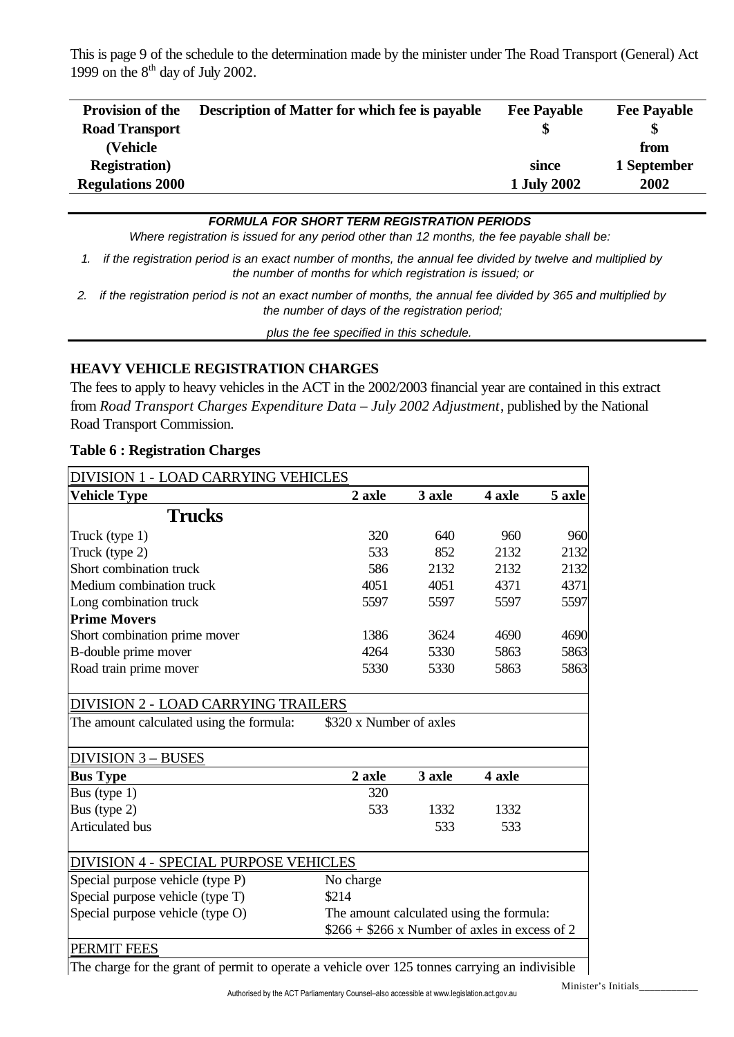This is page 9 of the schedule to the determination made by the minister under The Road Transport (General) Act 1999 on the 8th day of July 2002.

| Provision of the Road Transport (Vehicle Registration) Regulations 2000 | Description of Matter for which fee is payable | Fee Payable $ since 1 July 2002 | Fee Payable $ from 1 September 2002 |
|---|---|---|---|

***FORMULA FOR SHORT TERM REGISTRATION PERIODS***

*Where registration is issued for any period other than 12 months, the fee payable shall be:*

1. *if the registration period is an exact number of months, the annual fee divided by twelve and multiplied by the number of months for which registration is issued; or*
2. *if the registration period is not an exact number of months, the annual fee divided by 365 and multiplied by the number of days of the registration period;*

*plus the fee specified in this schedule.*

## HEAVY VEHICLE REGISTRATION CHARGES

The fees to apply to heavy vehicles in the ACT in the 2002/2003 financial year are contained in this extract from *Road Transport Charges Expenditure Data – July 2002 Adjustment*, published by the National Road Transport Commission.

**Table 6 : Registration Charges**

| DIVISION 1 - LOAD CARRYING VEHICLES | | | | |
|---|---|---|---|---|
| **Vehicle Type** | **2 axle** | **3 axle** | **4 axle** | **5 axle** |
| **Trucks** | | | | |
| Truck (type 1) | 320 | 640 | 960 | 960 |
| Truck (type 2) | 533 | 852 | 2132 | 2132 |
| Short combination truck | 586 | 2132 | 2132 | 2132 |
| Medium combination truck | 4051 | 4051 | 4371 | 4371 |
| Long combination truck | 5597 | 5597 | 5597 | 5597 |
| **Prime Movers** | | | | |
| Short combination prime mover | 1386 | 3624 | 4690 | 4690 |
| B-double prime mover | 4264 | 5330 | 5863 | 5863 |
| Road train prime mover | 5330 | 5330 | 5863 | 5863 |
| DIVISION 2 - LOAD CARRYING TRAILERS | | | | |
| The amount calculated using the formula: | $320 x Number of axles | | | |
| DIVISION 3 – BUSES | | | | |
| **Bus Type** | **2 axle** | **3 axle** | **4 axle** | |
| Bus (type 1) | 320 | | | |
| Bus (type 2) | 533 | 1332 | 1332 | |
| Articulated bus | | 533 | 533 | |
| DIVISION 4 - SPECIAL PURPOSE VEHICLES | | | | |
| Special purpose vehicle (type P) | No charge | | | |
| Special purpose vehicle (type T) | $214 | | | |
| Special purpose vehicle (type O) | The amount calculated using the formula: $266 + $266 x Number of axles in excess of 2 | | | |
| PERMIT FEES | | | | |
| The charge for the grant of permit to operate a vehicle over 125 tonnes carrying an indivisible | | | | |

Minister's Initials___________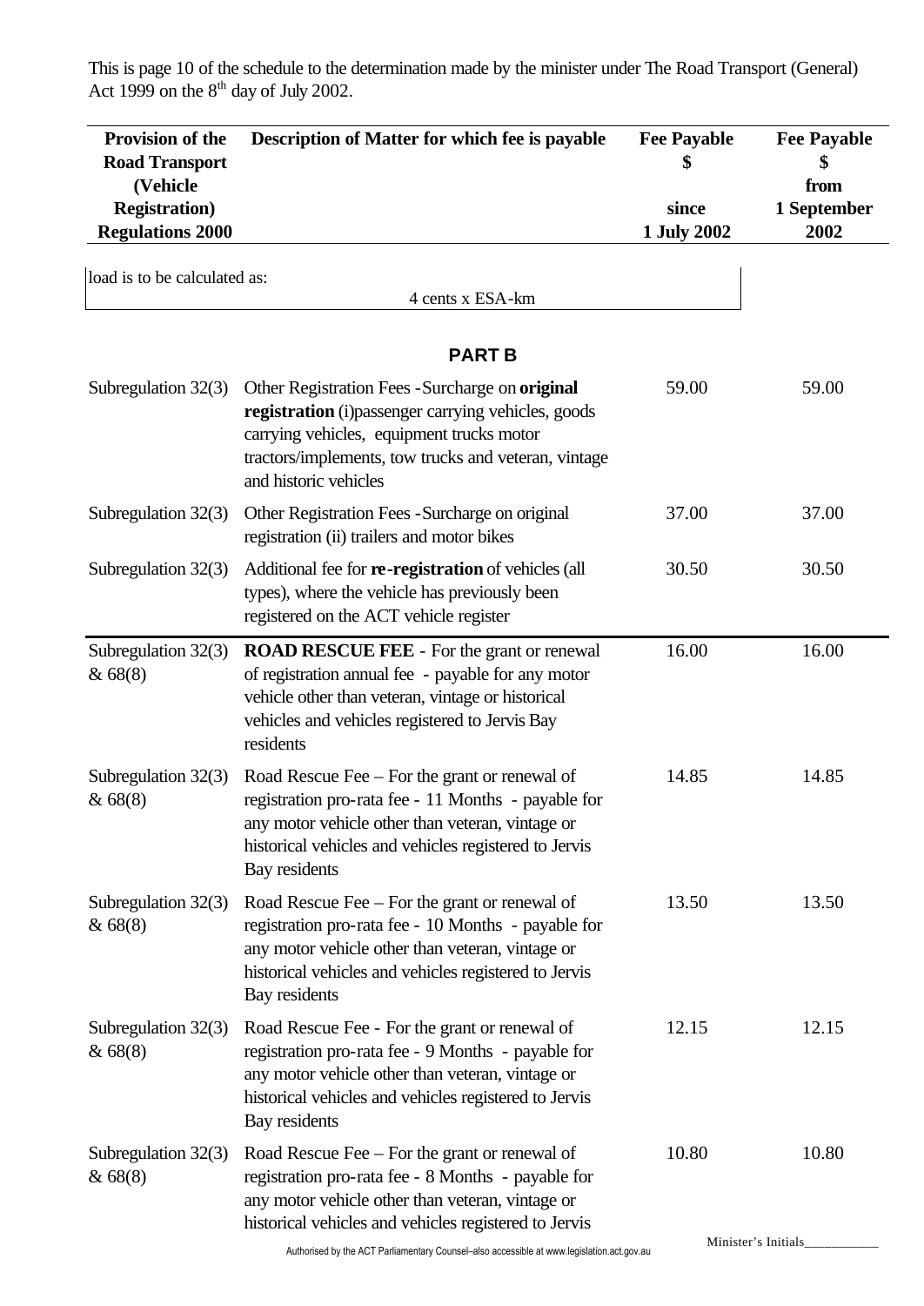This is page 10 of the schedule to the determination made by the minister under The Road Transport (General) Act 1999 on the 8th day of July 2002.

| Provision of the Road Transport (Vehicle Registration) Regulations 2000 | Description of Matter for which fee is payable | Fee Payable $ since 1 July 2002 | Fee Payable $ from 1 September 2002 |
|---|---|---|---|
| load is to be calculated as: | 4 cents x ESA-km | | |
| | **PART B** | | |
| Subregulation 32(3) | Other Registration Fees - Surcharge on **original registration** (i)passenger carrying vehicles, goods carrying vehicles, equipment trucks motor tractors/implements, tow trucks and veteran, vintage and historic vehicles | 59.00 | 59.00 |
| Subregulation 32(3) | Other Registration Fees - Surcharge on original registration (ii) trailers and motor bikes | 37.00 | 37.00 |
| Subregulation 32(3) | Additional fee for **re-registration** of vehicles (all types), where the vehicle has previously been registered on the ACT vehicle register | 30.50 | 30.50 |
| Subregulation 32(3) & 68(8) | **ROAD RESCUE FEE** - For the grant or renewal of registration annual fee - payable for any motor vehicle other than veteran, vintage or historical vehicles and vehicles registered to Jervis Bay residents | 16.00 | 16.00 |
| Subregulation 32(3) & 68(8) | Road Rescue Fee – For the grant or renewal of registration pro-rata fee - 11 Months - payable for any motor vehicle other than veteran, vintage or historical vehicles and vehicles registered to Jervis Bay residents | 14.85 | 14.85 |
| Subregulation 32(3) & 68(8) | Road Rescue Fee – For the grant or renewal of registration pro-rata fee - 10 Months - payable for any motor vehicle other than veteran, vintage or historical vehicles and vehicles registered to Jervis Bay residents | 13.50 | 13.50 |
| Subregulation 32(3) & 68(8) | Road Rescue Fee - For the grant or renewal of registration pro-rata fee - 9 Months - payable for any motor vehicle other than veteran, vintage or historical vehicles and vehicles registered to Jervis Bay residents | 12.15 | 12.15 |
| Subregulation 32(3) & 68(8) | Road Rescue Fee – For the grant or renewal of registration pro-rata fee - 8 Months - payable for any motor vehicle other than veteran, vintage or historical vehicles and vehicles registered to Jervis | 10.80 | 10.80 |

Minister's Initials___________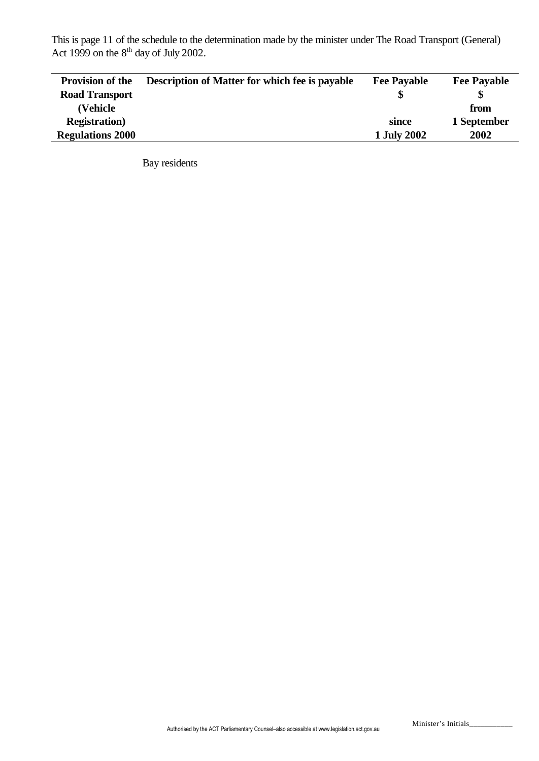This is page 11 of the schedule to the determination made by the minister under The Road Transport (General) Act 1999 on the 8th day of July 2002.

| Provision of the Road Transport (Vehicle Registration) Regulations 2000 | Description of Matter for which fee is payable | Fee Payable $ since 1 July 2002 | Fee Payable $ from 1 September 2002 |
|---|---|---|---|
| | Bay residents | | |

Minister's Initials___________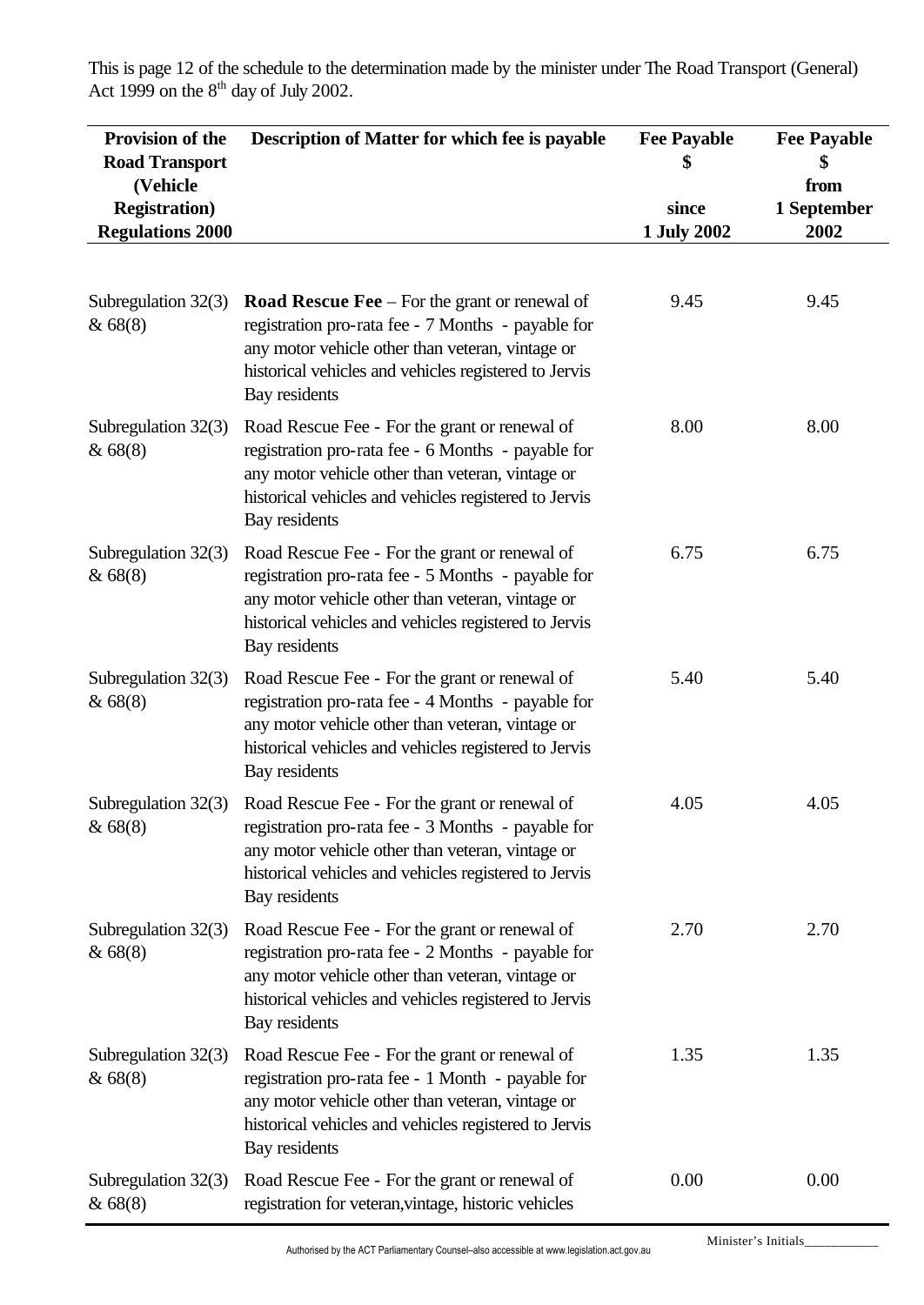This is page 12 of the schedule to the determination made by the minister under The Road Transport (General) Act 1999 on the 8th day of July 2002.

| Provision of the Road Transport (Vehicle Registration) Regulations 2000 | Description of Matter for which fee is payable | Fee Payable $ since 1 July 2002 | Fee Payable $ from 1 September 2002 |
|---|---|---|---|
| Subregulation 32(3) & 68(8) | **Road Rescue Fee** – For the grant or renewal of registration pro-rata fee - 7 Months - payable for any motor vehicle other than veteran, vintage or historical vehicles and vehicles registered to Jervis Bay residents | 9.45 | 9.45 |
| Subregulation 32(3) & 68(8) | Road Rescue Fee - For the grant or renewal of registration pro-rata fee - 6 Months - payable for any motor vehicle other than veteran, vintage or historical vehicles and vehicles registered to Jervis Bay residents | 8.00 | 8.00 |
| Subregulation 32(3) & 68(8) | Road Rescue Fee - For the grant or renewal of registration pro-rata fee - 5 Months - payable for any motor vehicle other than veteran, vintage or historical vehicles and vehicles registered to Jervis Bay residents | 6.75 | 6.75 |
| Subregulation 32(3) & 68(8) | Road Rescue Fee - For the grant or renewal of registration pro-rata fee - 4 Months - payable for any motor vehicle other than veteran, vintage or historical vehicles and vehicles registered to Jervis Bay residents | 5.40 | 5.40 |
| Subregulation 32(3) & 68(8) | Road Rescue Fee - For the grant or renewal of registration pro-rata fee - 3 Months - payable for any motor vehicle other than veteran, vintage or historical vehicles and vehicles registered to Jervis Bay residents | 4.05 | 4.05 |
| Subregulation 32(3) & 68(8) | Road Rescue Fee - For the grant or renewal of registration pro-rata fee - 2 Months - payable for any motor vehicle other than veteran, vintage or historical vehicles and vehicles registered to Jervis Bay residents | 2.70 | 2.70 |
| Subregulation 32(3) & 68(8) | Road Rescue Fee - For the grant or renewal of registration pro-rata fee - 1 Month - payable for any motor vehicle other than veteran, vintage or historical vehicles and vehicles registered to Jervis Bay residents | 1.35 | 1.35 |
| Subregulation 32(3) & 68(8) | Road Rescue Fee - For the grant or renewal of registration for veteran,vintage, historic vehicles | 0.00 | 0.00 |

Minister's Initials___________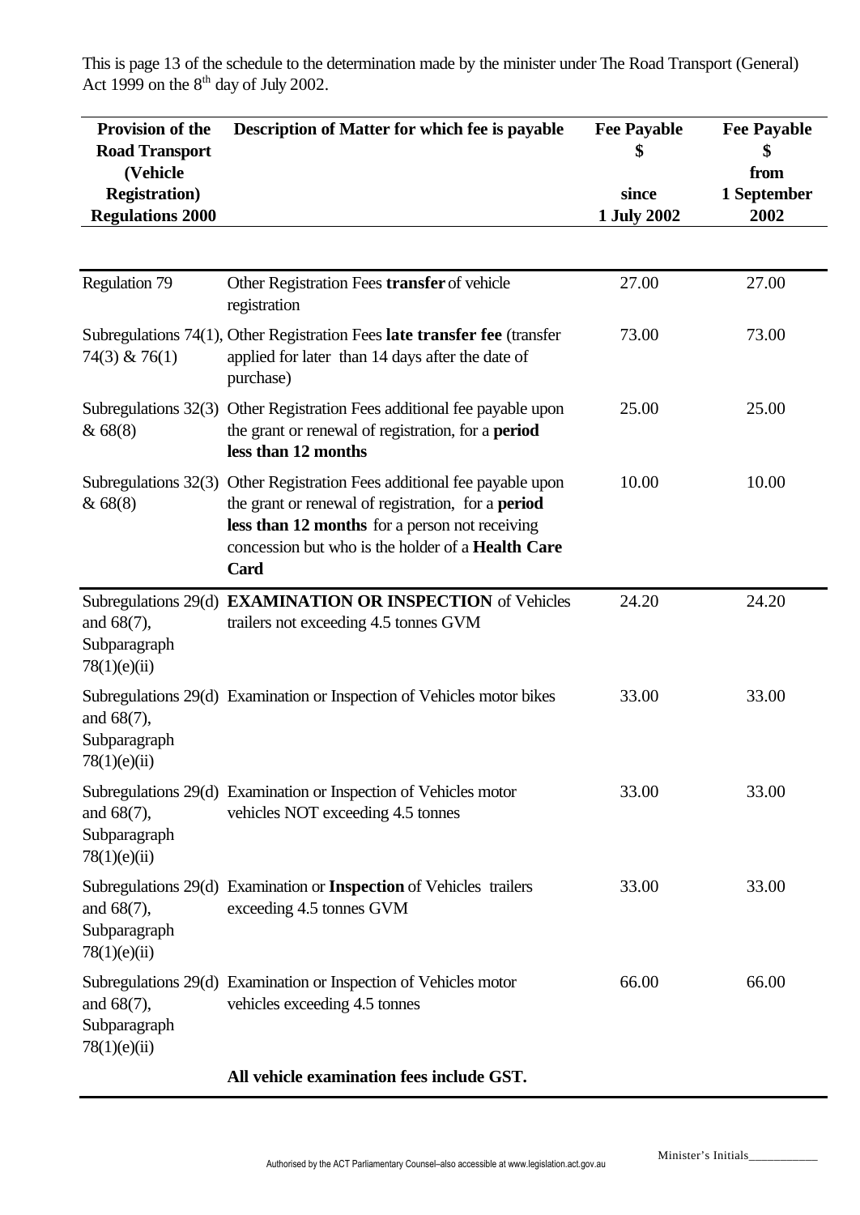This is page 13 of the schedule to the determination made by the minister under The Road Transport (General) Act 1999 on the 8th day of July 2002.

| Provision of the Road Transport (Vehicle Registration) Regulations 2000 | Description of Matter for which fee is payable | Fee Payable $ since 1 July 2002 | Fee Payable $ from 1 September 2002 |
|---|---|---|---|
| Regulation 79 | Other Registration Fees **transfer** of vehicle registration | 27.00 | 27.00 |
| Subregulations 74(1), 74(3) & 76(1) | Other Registration Fees **late transfer fee** (transfer applied for later than 14 days after the date of purchase) | 73.00 | 73.00 |
| Subregulations 32(3) & 68(8) | Other Registration Fees additional fee payable upon the grant or renewal of registration, for a **period less than 12 months** | 25.00 | 25.00 |
| Subregulations 32(3) & 68(8) | Other Registration Fees additional fee payable upon the grant or renewal of registration, for a **period less than 12 months** for a person not receiving concession but who is the holder of a **Health Care Card** | 10.00 | 10.00 |
| Subregulations 29(d) and 68(7), Subparagraph 78(1)(e)(ii) | **EXAMINATION OR INSPECTION** of Vehicles trailers not exceeding 4.5 tonnes GVM | 24.20 | 24.20 |
| Subregulations 29(d) and 68(7), Subparagraph 78(1)(e)(ii) | Examination or Inspection of Vehicles motor bikes | 33.00 | 33.00 |
| Subregulations 29(d) and 68(7), Subparagraph 78(1)(e)(ii) | Examination or Inspection of Vehicles motor vehicles NOT exceeding 4.5 tonnes | 33.00 | 33.00 |
| Subregulations 29(d) and 68(7), Subparagraph 78(1)(e)(ii) | Examination or **Inspection** of Vehicles trailers exceeding 4.5 tonnes GVM | 33.00 | 33.00 |
| Subregulations 29(d) and 68(7), Subparagraph 78(1)(e)(ii) | Examination or Inspection of Vehicles motor vehicles exceeding 4.5 tonnes | 66.00 | 66.00 |
| | **All vehicle examination fees include GST.** | | |

Minister's Initials___________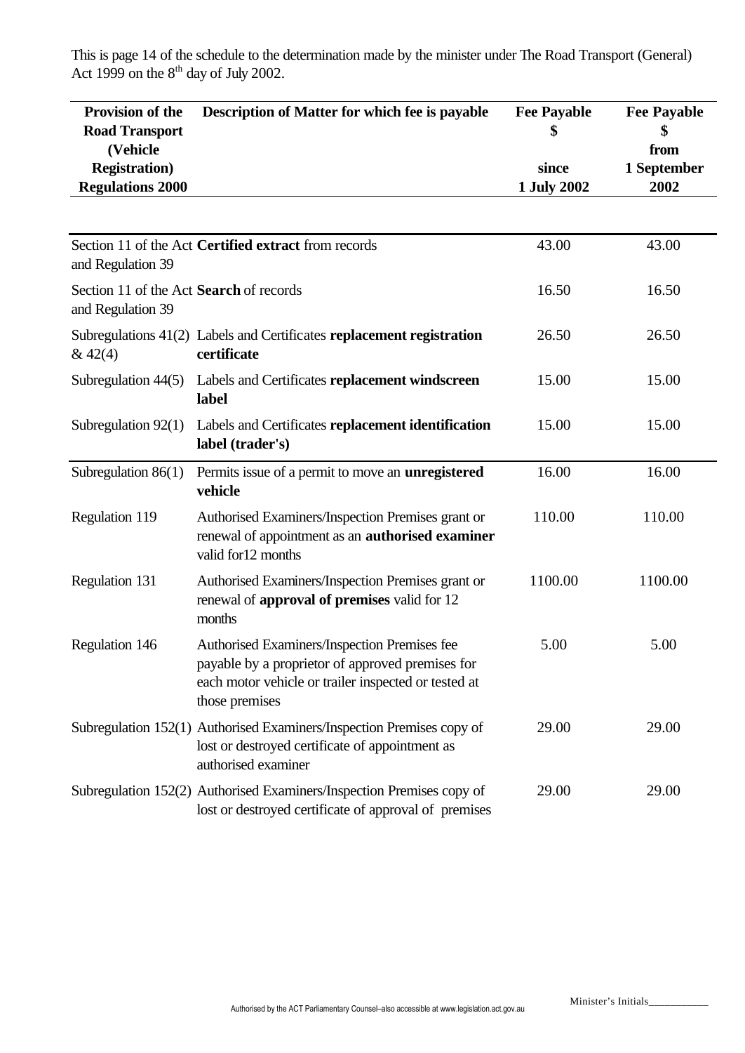This is page 14 of the schedule to the determination made by the minister under The Road Transport (General) Act 1999 on the 8th day of July 2002.

| Provision of the Road Transport (Vehicle Registration) Regulations 2000 | Description of Matter for which fee is payable | Fee Payable $ since 1 July 2002 | Fee Payable $ from 1 September 2002 |
|---|---|---|---|
| Section 11 of the Act and Regulation 39 | **Certified extract** from records | 43.00 | 43.00 |
| Section 11 of the Act and Regulation 39 | **Search** of records | 16.50 | 16.50 |
| Subregulations 41(2) & 42(4) | Labels and Certificates **replacement registration certificate** | 26.50 | 26.50 |
| Subregulation 44(5) | Labels and Certificates **replacement windscreen label** | 15.00 | 15.00 |
| Subregulation 92(1) | Labels and Certificates **replacement identification label (trader's)** | 15.00 | 15.00 |
| Subregulation 86(1) | Permits issue of a permit to move an **unregistered vehicle** | 16.00 | 16.00 |
| Regulation 119 | Authorised Examiners/Inspection Premises grant or renewal of appointment as an **authorised examiner** valid for12 months | 110.00 | 110.00 |
| Regulation 131 | Authorised Examiners/Inspection Premises grant or renewal of **approval of premises** valid for 12 months | 1100.00 | 1100.00 |
| Regulation 146 | Authorised Examiners/Inspection Premises fee payable by a proprietor of approved premises for each motor vehicle or trailer inspected or tested at those premises | 5.00 | 5.00 |
| Subregulation 152(1) | Authorised Examiners/Inspection Premises copy of lost or destroyed certificate of appointment as authorised examiner | 29.00 | 29.00 |
| Subregulation 152(2) | Authorised Examiners/Inspection Premises copy of lost or destroyed certificate of approval of premises | 29.00 | 29.00 |

Minister's Initials___________